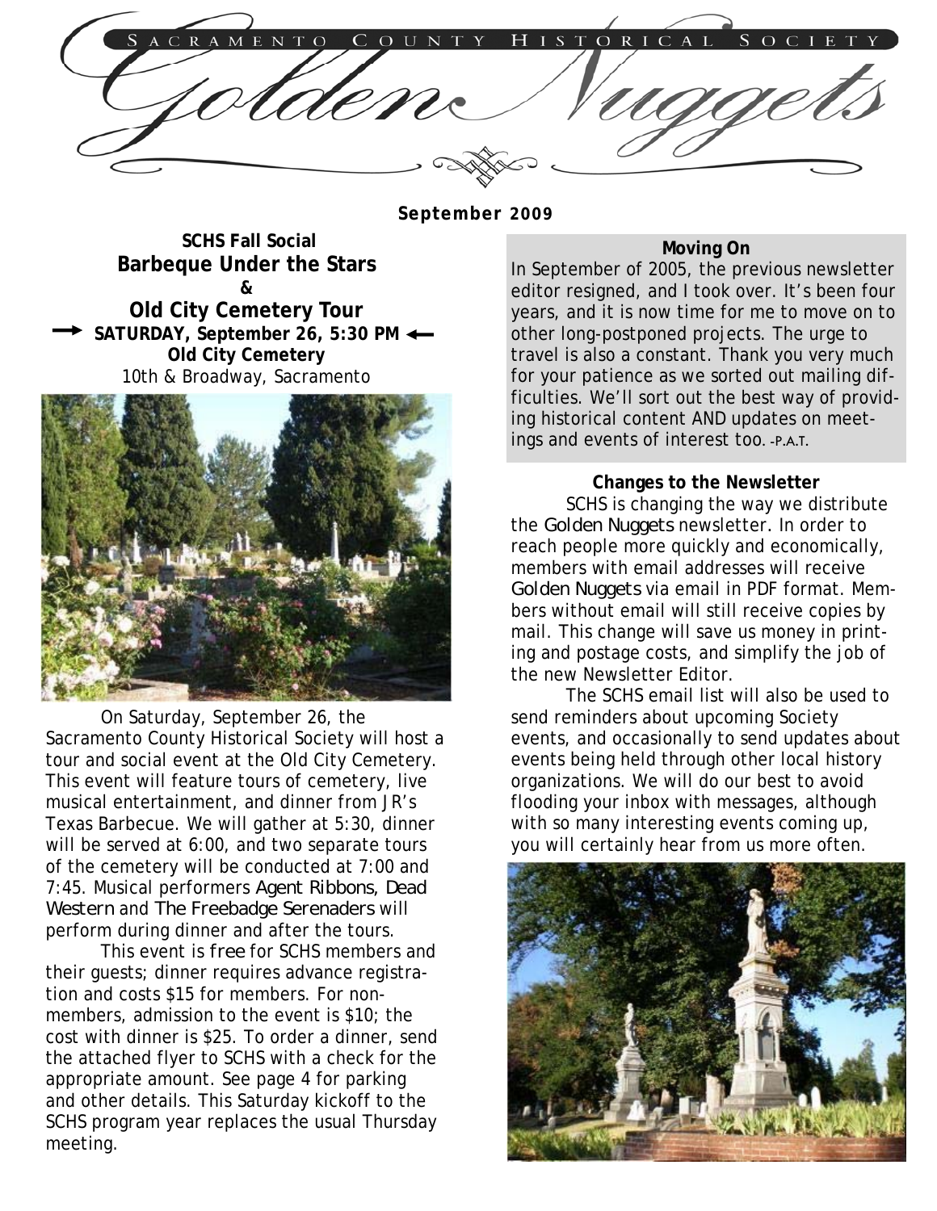# Sacramento County Historical Society

# Golden Nuggets

**September 2009**

## SCHS Fall Social
## Barbeque Under the Stars
## &
## Old City Cemetery Tour

**→ SATURDAY, September 26, 5:30 PM ←**
**Old City Cemetery**
10th & Broadway, Sacramento

On Saturday, September 26, the Sacramento County Historical Society will host a tour and social event at the Old City Cemetery. This event will feature tours of cemetery, live musical entertainment, and dinner from JR's Texas Barbecue. We will gather at 5:30, dinner will be served at 6:00, and two separate tours of the cemetery will be conducted at 7:00 and 7:45. Musical performers *Agent Ribbons, Dead Western* and *The Freebadge Serenaders* will perform during dinner and after the tours.

This event is *free* for SCHS members and their guests; dinner requires advance registration and costs $15 for members. For non-members, admission to the event is $10; the cost with dinner is $25. To order a dinner, send the attached flyer to SCHS with a check for the appropriate amount. See page 4 for parking and other details. This Saturday kickoff to the SCHS program year replaces the usual Thursday meeting.

### Moving On

In September of 2005, the previous newsletter editor resigned, and I took over. It's been four years, and it is now time for me to move on to other long-postponed projects. The urge to travel is also a constant. Thank you very much for your patience as we sorted out mailing difficulties. We'll sort out the best way of providing historical content AND updates on meetings and events of interest too. -P.A.T.

### Changes to the Newsletter

SCHS is changing the way we distribute the *Golden Nuggets* newsletter. In order to reach people more quickly and economically, members with email addresses will receive *Golden Nuggets* via email in PDF format. Members without email will still receive copies by mail. This change will save us money in printing and postage costs, and simplify the job of the new Newsletter Editor.

The SCHS email list will also be used to send reminders about upcoming Society events, and occasionally to send updates about events being held through other local history organizations. We will do our best to avoid flooding your inbox with messages, although with so many interesting events coming up, you will certainly hear from us more often.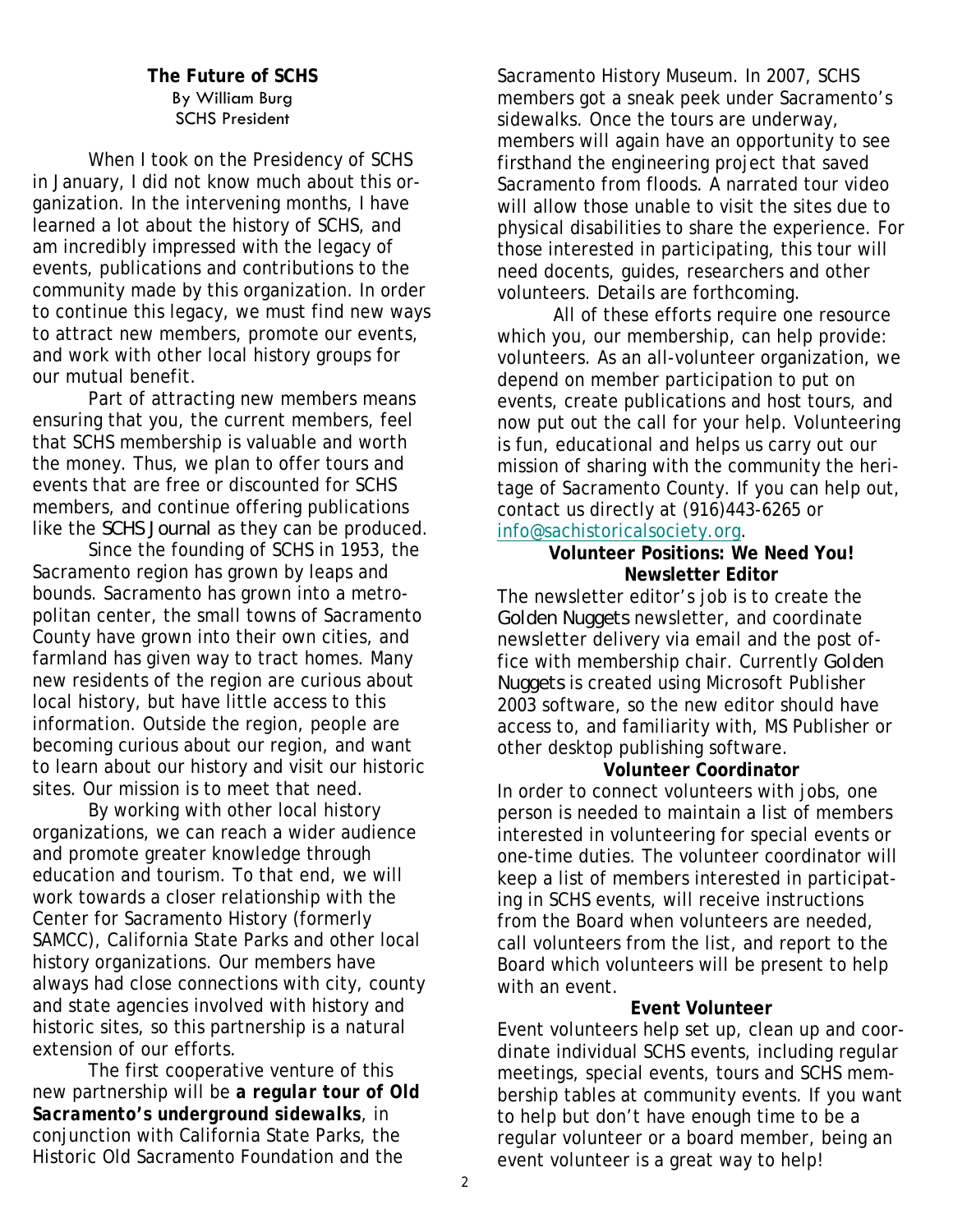## The Future of SCHS

By William Burg
SCHS President

When I took on the Presidency of SCHS in January, I did not know much about this organization. In the intervening months, I have learned a lot about the history of SCHS, and am incredibly impressed with the legacy of events, publications and contributions to the community made by this organization. In order to continue this legacy, we must find new ways to attract new members, promote our events, and work with other local history groups for our mutual benefit.

Part of attracting new members means ensuring that you, the current members, feel that SCHS membership is valuable and worth the money. Thus, we plan to offer tours and events that are free or discounted for SCHS members, and continue offering publications like the *SCHS Journal* as they can be produced.

Since the founding of SCHS in 1953, the Sacramento region has grown by leaps and bounds. Sacramento has grown into a metropolitan center, the small towns of Sacramento County have grown into their own cities, and farmland has given way to tract homes. Many new residents of the region are curious about local history, but have little access to this information. Outside the region, people are becoming curious about our region, and want to learn about our history and visit our historic sites. Our mission is to meet that need.

By working with other local history organizations, we can reach a wider audience and promote greater knowledge through education and tourism. To that end, we will work towards a closer relationship with the Center for Sacramento History (formerly SAMCC), California State Parks and other local history organizations. Our members have always had close connections with city, county and state agencies involved with history and historic sites, so this partnership is a natural extension of our efforts.

The first cooperative venture of this new partnership will be ***a regular tour of Old Sacramento's underground sidewalks***, in conjunction with California State Parks, the Historic Old Sacramento Foundation and the Sacramento History Museum. In 2007, SCHS members got a sneak peek under Sacramento's sidewalks. Once the tours are underway, members will again have an opportunity to see firsthand the engineering project that saved Sacramento from floods. A narrated tour video will allow those unable to visit the sites due to physical disabilities to share the experience. For those interested in participating, this tour will need docents, guides, researchers and other volunteers. Details are forthcoming.

All of these efforts require one resource which you, our membership, can help provide: volunteers. As an all-volunteer organization, we depend on member participation to put on events, create publications and host tours, and now put out the call for your help. Volunteering is fun, educational and helps us carry out our mission of sharing with the community the heritage of Sacramento County. If you can help out, contact us directly at (916)443-6265 or info@sachistoricalsociety.org.

### Volunteer Positions: We Need You!

#### Newsletter Editor

The newsletter editor's job is to create the *Golden Nuggets* newsletter, and coordinate newsletter delivery via email and the post office with membership chair. Currently *Golden Nuggets* is created using Microsoft Publisher 2003 software, so the new editor should have access to, and familiarity with, MS Publisher or other desktop publishing software.

#### Volunteer Coordinator

In order to connect volunteers with jobs, one person is needed to maintain a list of members interested in volunteering for special events or one-time duties. The volunteer coordinator will keep a list of members interested in participating in SCHS events, will receive instructions from the Board when volunteers are needed, call volunteers from the list, and report to the Board which volunteers will be present to help with an event.

#### Event Volunteer

Event volunteers help set up, clean up and coordinate individual SCHS events, including regular meetings, special events, tours and SCHS membership tables at community events. If you want to help but don't have enough time to be a regular volunteer or a board member, being an event volunteer is a great way to help!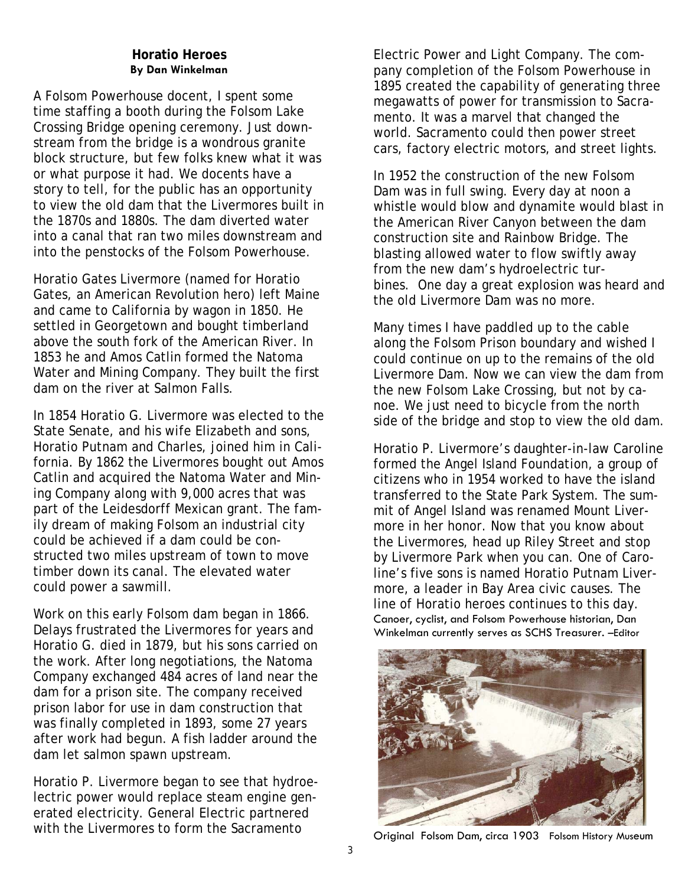## Horatio Heroes

**By Dan Winkelman**

A Folsom Powerhouse docent, I spent some time staffing a booth during the Folsom Lake Crossing Bridge opening ceremony. Just downstream from the bridge is a wondrous granite block structure, but few folks knew what it was or what purpose it had. We docents have a story to tell, for the public has an opportunity to view the old dam that the Livermores built in the 1870s and 1880s. The dam diverted water into a canal that ran two miles downstream and into the penstocks of the Folsom Powerhouse.

Horatio Gates Livermore (named for Horatio Gates, an American Revolution hero) left Maine and came to California by wagon in 1850. He settled in Georgetown and bought timberland above the south fork of the American River. In 1853 he and Amos Catlin formed the Natoma Water and Mining Company. They built the first dam on the river at Salmon Falls.

In 1854 Horatio G. Livermore was elected to the State Senate, and his wife Elizabeth and sons, Horatio Putnam and Charles, joined him in California. By 1862 the Livermores bought out Amos Catlin and acquired the Natoma Water and Mining Company along with 9,000 acres that was part of the Leidesdorff Mexican grant. The family dream of making Folsom an industrial city could be achieved if a dam could be constructed two miles upstream of town to move timber down its canal. The elevated water could power a sawmill.

Work on this early Folsom dam began in 1866. Delays frustrated the Livermores for years and Horatio G. died in 1879, but his sons carried on the work. After long negotiations, the Natoma Company exchanged 484 acres of land near the dam for a prison site. The company received prison labor for use in dam construction that was finally completed in 1893, some 27 years after work had begun. A fish ladder around the dam let salmon spawn upstream.

Horatio P. Livermore began to see that hydroelectric power would replace steam engine generated electricity. General Electric partnered with the Livermores to form the Sacramento Electric Power and Light Company. The company completion of the Folsom Powerhouse in 1895 created the capability of generating three megawatts of power for transmission to Sacramento. It was a marvel that changed the world. Sacramento could then power street cars, factory electric motors, and street lights.

In 1952 the construction of the new Folsom Dam was in full swing. Every day at noon a whistle would blow and dynamite would blast in the American River Canyon between the dam construction site and Rainbow Bridge. The blasting allowed water to flow swiftly away from the new dam's hydroelectric turbines. One day a great explosion was heard and the old Livermore Dam was no more.

Many times I have paddled up to the cable along the Folsom Prison boundary and wished I could continue on up to the remains of the old Livermore Dam. Now we can view the dam from the new Folsom Lake Crossing, but not by canoe. We just need to bicycle from the north side of the bridge and stop to view the old dam.

Horatio P. Livermore's daughter-in-law Caroline formed the Angel Island Foundation, a group of citizens who in 1954 worked to have the island transferred to the State Park System. The summit of Angel Island was renamed Mount Livermore in her honor. Now that you know about the Livermores, head up Riley Street and stop by Livermore Park when you can. One of Caroline's five sons is named Horatio Putnam Livermore, a leader in Bay Area civic causes. The line of Horatio heroes continues to this day.

Canoer, cyclist, and Folsom Powerhouse historian, Dan Winkelman currently serves as SCHS Treasurer. –Editor

Original Folsom Dam, circa 1903 Folsom History Museum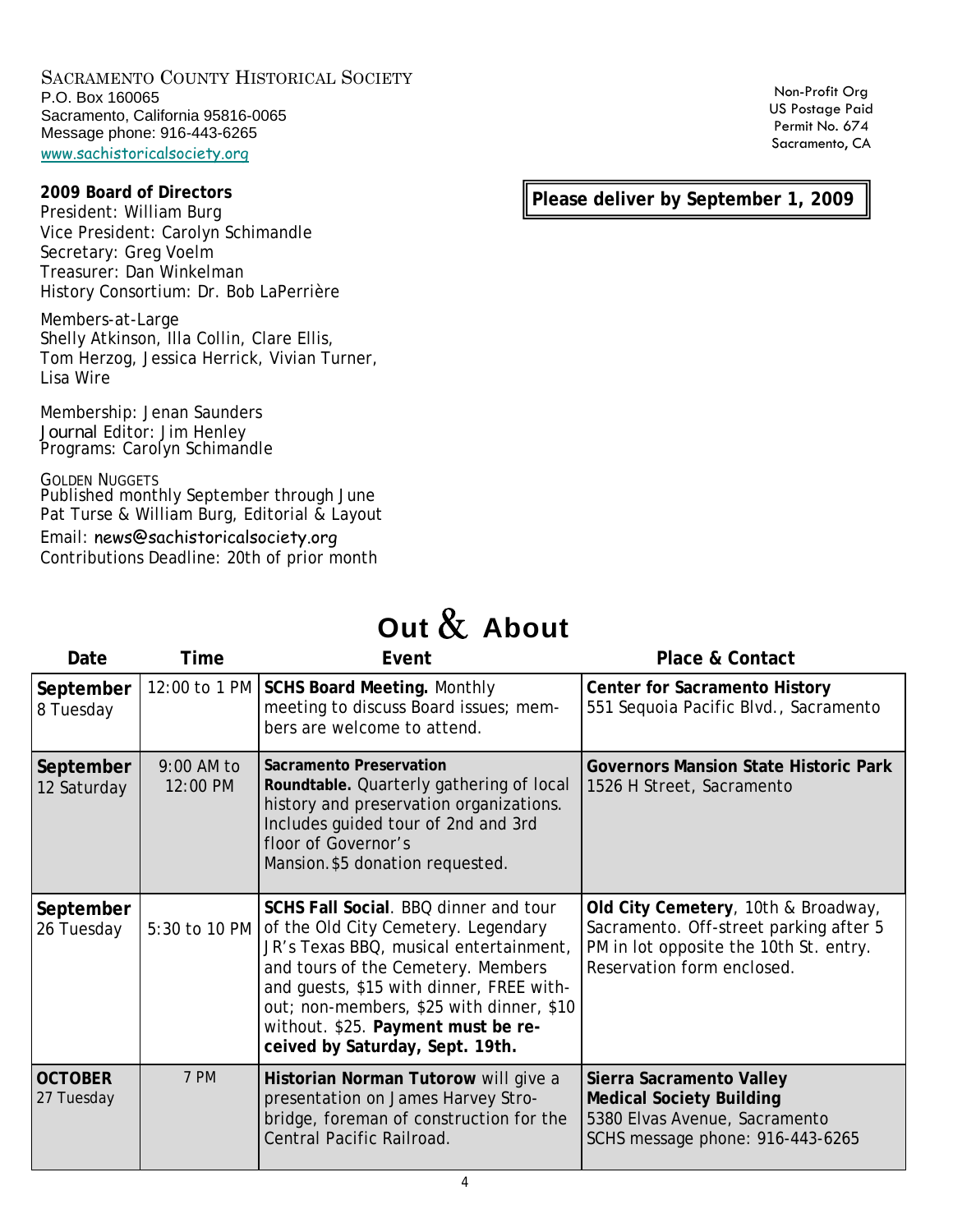Sacramento County Historical Society
P.O. Box 160065
Sacramento, California 95816-0065
Message phone: 916-443-6265
www.sachistoricalsociety.org

Non-Profit Org
US Postage Paid
Permit No. 674
Sacramento, CA

**Please deliver by September 1, 2009**

**2009 Board of Directors**
President: William Burg
Vice President: Carolyn Schimandle
Secretary: Greg Voelm
Treasurer: Dan Winkelman
History Consortium: Dr. Bob LaPerrière

Members-at-Large
Shelly Atkinson, Illa Collin, Clare Ellis,
Tom Herzog, Jessica Herrick, Vivian Turner,
Lisa Wire

Membership: Jenan Saunders
*Journal* Editor: Jim Henley
Programs: Carolyn Schimandle

Golden Nuggets
Published monthly September through June
Pat Turse & William Burg, Editorial & Layout
Email: news@sachistoricalsociety.org
Contributions Deadline: 20th of prior month

# Out & About

| Date | Time | Event | Place & Contact |
|---|---|---|---|
| **September** 8 Tuesday | 12:00 to 1 PM | **SCHS Board Meeting.** Monthly meeting to discuss Board issues; members are welcome to attend. | **Center for Sacramento History** 551 Sequoia Pacific Blvd., Sacramento |
| **September** 12 Saturday | 9:00 AM to 12:00 PM | **Sacramento Preservation Roundtable.** Quarterly gathering of local history and preservation organizations. Includes guided tour of 2nd and 3rd floor of Governor's Mansion. $5 donation requested. | **Governors Mansion State Historic Park** 1526 H Street, Sacramento |
| **September** 26 Tuesday | 5:30 to 10 PM | **SCHS Fall Social**. BBQ dinner and tour of the Old City Cemetery. Legendary JR's Texas BBQ, musical entertainment, and tours of the Cemetery. Members and guests, $15 with dinner, FREE without; non-members, $25 with dinner, $10 without. $25. **Payment must be received by Saturday, Sept. 19th.** | **Old City Cemetery**, 10th & Broadway, Sacramento. Off-street parking after 5 PM in lot opposite the 10th St. entry. Reservation form enclosed. |
| **OCTOBER** 27 Tuesday | 7 PM | **Historian Norman Tutorow** will give a presentation on James Harvey Strobridge, foreman of construction for the Central Pacific Railroad. | **Sierra Sacramento Valley Medical Society Building** 5380 Elvas Avenue, Sacramento SCHS message phone: 916-443-6265 |